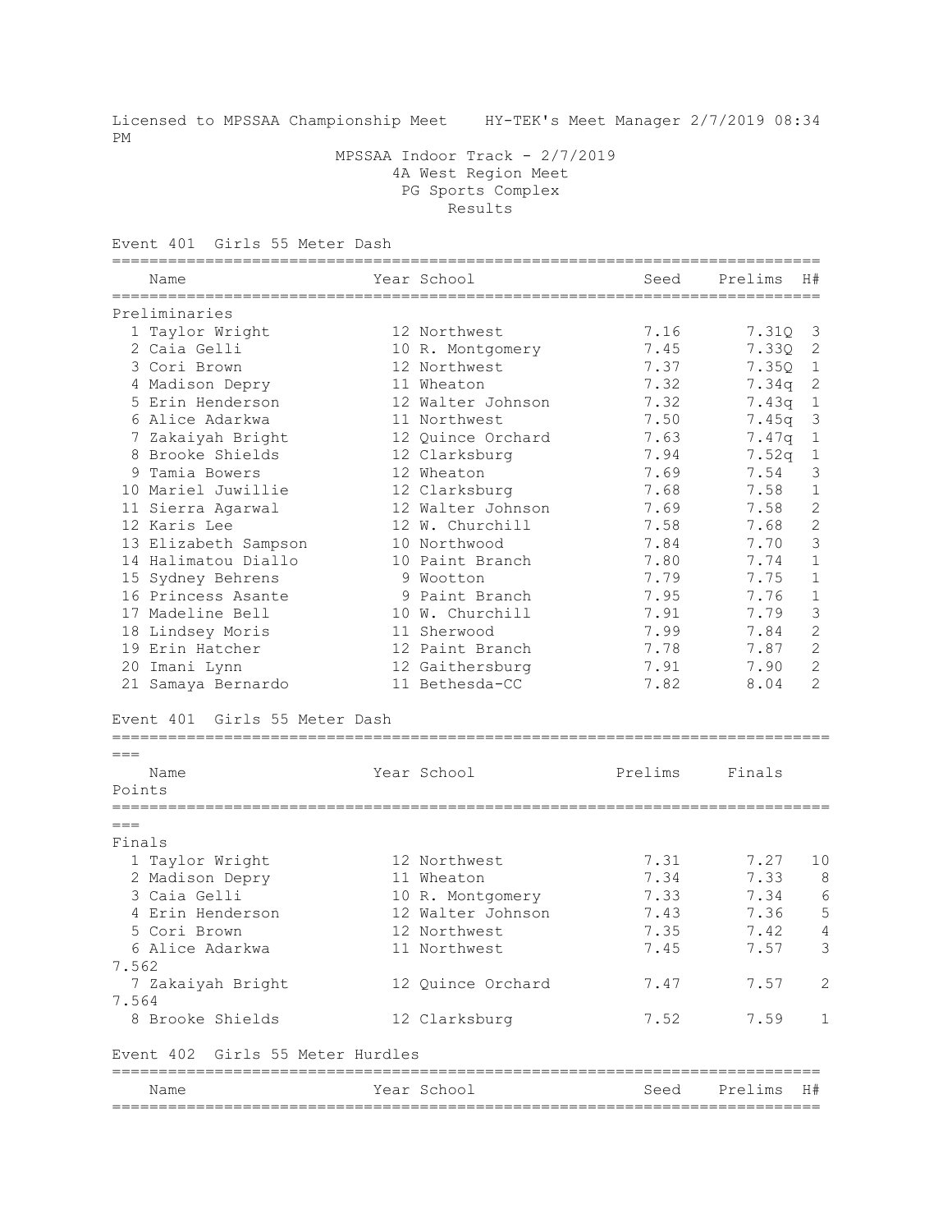Licensed to MPSSAA Championship Meet    HY-TEK's Meet Manager 2/7/2019 08:34 PM

MPSSAA Indoor Track - 2/7/2019
4A West Region Meet
PG Sports Complex
Results

## Event 401 Girls 55 Meter Dash

**Preliminaries**

| | Name | Year | School | Seed | Prelims | H# |
|---|---|---|---|---|---|---|
| 1 | Taylor Wright | 12 | Northwest | 7.16 | 7.31Q | 3 |
| 2 | Caia Gelli | 10 | R. Montgomery | 7.45 | 7.33Q | 2 |
| 3 | Cori Brown | 12 | Northwest | 7.37 | 7.35Q | 1 |
| 4 | Madison Depry | 11 | Wheaton | 7.32 | 7.34q | 2 |
| 5 | Erin Henderson | 12 | Walter Johnson | 7.32 | 7.43q | 1 |
| 6 | Alice Adarkwa | 11 | Northwest | 7.50 | 7.45q | 3 |
| 7 | Zakaiyah Bright | 12 | Quince Orchard | 7.63 | 7.47q | 1 |
| 8 | Brooke Shields | 12 | Clarksburg | 7.94 | 7.52q | 1 |
| 9 | Tamia Bowers | 12 | Wheaton | 7.69 | 7.54 | 3 |
| 10 | Mariel Juwillie | 12 | Clarksburg | 7.68 | 7.58 | 1 |
| 11 | Sierra Agarwal | 12 | Walter Johnson | 7.69 | 7.58 | 2 |
| 12 | Karis Lee | 12 | W. Churchill | 7.58 | 7.68 | 2 |
| 13 | Elizabeth Sampson | 10 | Northwood | 7.84 | 7.70 | 3 |
| 14 | Halimatou Diallo | 10 | Paint Branch | 7.80 | 7.74 | 1 |
| 15 | Sydney Behrens | 9 | Wootton | 7.79 | 7.75 | 1 |
| 16 | Princess Asante | 9 | Paint Branch | 7.95 | 7.76 | 1 |
| 17 | Madeline Bell | 10 | W. Churchill | 7.91 | 7.79 | 3 |
| 18 | Lindsey Moris | 11 | Sherwood | 7.99 | 7.84 | 2 |
| 19 | Erin Hatcher | 12 | Paint Branch | 7.78 | 7.87 | 2 |
| 20 | Imani Lynn | 12 | Gaithersburg | 7.91 | 7.90 | 2 |
| 21 | Samaya Bernardo | 11 | Bethesda-CC | 7.82 | 8.04 | 2 |

## Event 401 Girls 55 Meter Dash

**Finals**

| | Name | Year | School | Prelims | Finals | Points |
|---|---|---|---|---|---|---|
| 1 | Taylor Wright | 12 | Northwest | 7.31 | 7.27 | 10 |
| 2 | Madison Depry | 11 | Wheaton | 7.34 | 7.33 | 8 |
| 3 | Caia Gelli | 10 | R. Montgomery | 7.33 | 7.34 | 6 |
| 4 | Erin Henderson | 12 | Walter Johnson | 7.43 | 7.36 | 5 |
| 5 | Cori Brown | 12 | Northwest | 7.35 | 7.42 | 4 |
| 6 | Alice Adarkwa | 11 | Northwest | 7.45 | 7.57 (7.562) | 3 |
| 7 | Zakaiyah Bright | 12 | Quince Orchard | 7.47 | 7.57 (7.564) | 2 |
| 8 | Brooke Shields | 12 | Clarksburg | 7.52 | 7.59 | 1 |

## Event 402 Girls 55 Meter Hurdles

| | Name | Year | School | Seed | Prelims | H# |
|---|---|---|---|---|---|---|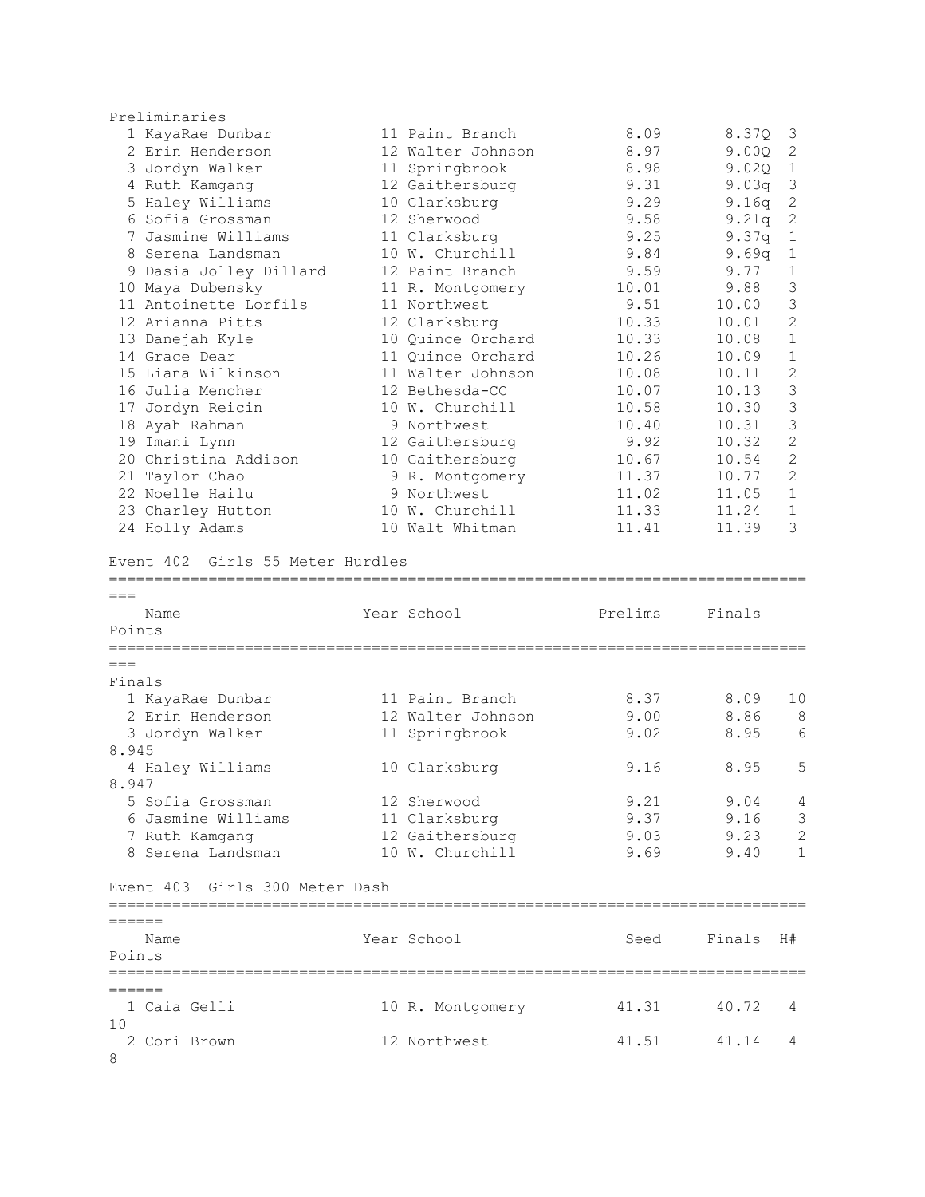Preliminaries

| Place | Name | Year | School | Seed | Prelims | H# |
|---|---|---|---|---|---|---|
| 1 | KayaRae Dunbar | 11 | Paint Branch | 8.09 | 8.37Q | 3 |
| 2 | Erin Henderson | 12 | Walter Johnson | 8.97 | 9.00Q | 2 |
| 3 | Jordyn Walker | 11 | Springbrook | 8.98 | 9.02Q | 1 |
| 4 | Ruth Kamgang | 12 | Gaithersburg | 9.31 | 9.03q | 3 |
| 5 | Haley Williams | 10 | Clarksburg | 9.29 | 9.16q | 2 |
| 6 | Sofia Grossman | 12 | Sherwood | 9.58 | 9.21q | 2 |
| 7 | Jasmine Williams | 11 | Clarksburg | 9.25 | 9.37q | 1 |
| 8 | Serena Landsman | 10 | W. Churchill | 9.84 | 9.69q | 1 |
| 9 | Dasia Jolley Dillard | 12 | Paint Branch | 9.59 | 9.77 | 1 |
| 10 | Maya Dubensky | 11 | R. Montgomery | 10.01 | 9.88 | 3 |
| 11 | Antoinette Lorfils | 11 | Northwest | 9.51 | 10.00 | 3 |
| 12 | Arianna Pitts | 12 | Clarksburg | 10.33 | 10.01 | 2 |
| 13 | Danejah Kyle | 10 | Quince Orchard | 10.33 | 10.08 | 1 |
| 14 | Grace Dear | 11 | Quince Orchard | 10.26 | 10.09 | 1 |
| 15 | Liana Wilkinson | 11 | Walter Johnson | 10.08 | 10.11 | 2 |
| 16 | Julia Mencher | 12 | Bethesda-CC | 10.07 | 10.13 | 3 |
| 17 | Jordyn Reicin | 10 | W. Churchill | 10.58 | 10.30 | 3 |
| 18 | Ayah Rahman | 9 | Northwest | 10.40 | 10.31 | 3 |
| 19 | Imani Lynn | 12 | Gaithersburg | 9.92 | 10.32 | 2 |
| 20 | Christina Addison | 10 | Gaithersburg | 10.67 | 10.54 | 2 |
| 21 | Taylor Chao | 9 | R. Montgomery | 11.37 | 10.77 | 2 |
| 22 | Noelle Hailu | 9 | Northwest | 11.02 | 11.05 | 1 |
| 23 | Charley Hutton | 10 | W. Churchill | 11.33 | 11.24 | 1 |
| 24 | Holly Adams | 10 | Walt Whitman | 11.41 | 11.39 | 3 |

## Event 402 Girls 55 Meter Hurdles

Finals

| Place | Name | Year | School | Prelims | Finals | Points |
|---|---|---|---|---|---|---|
| 1 | KayaRae Dunbar | 11 | Paint Branch | 8.37 | 8.09 | 10 |
| 2 | Erin Henderson | 12 | Walter Johnson | 9.00 | 8.86 | 8 |
| 3 | Jordyn Walker | 11 | Springbrook | 9.02 | 8.95 (8.945) | 6 |
| 4 | Haley Williams | 10 | Clarksburg | 9.16 | 8.95 (8.947) | 5 |
| 5 | Sofia Grossman | 12 | Sherwood | 9.21 | 9.04 | 4 |
| 6 | Jasmine Williams | 11 | Clarksburg | 9.37 | 9.16 | 3 |
| 7 | Ruth Kamgang | 12 | Gaithersburg | 9.03 | 9.23 | 2 |
| 8 | Serena Landsman | 10 | W. Churchill | 9.69 | 9.40 | 1 |

## Event 403 Girls 300 Meter Dash

| Place | Name | Year | School | Seed | Finals | H# | Points |
|---|---|---|---|---|---|---|---|
| 1 | Caia Gelli | 10 | R. Montgomery | 41.31 | 40.72 | 4 | 10 |
| 2 | Cori Brown | 12 | Northwest | 41.51 | 41.14 | 4 | 8 |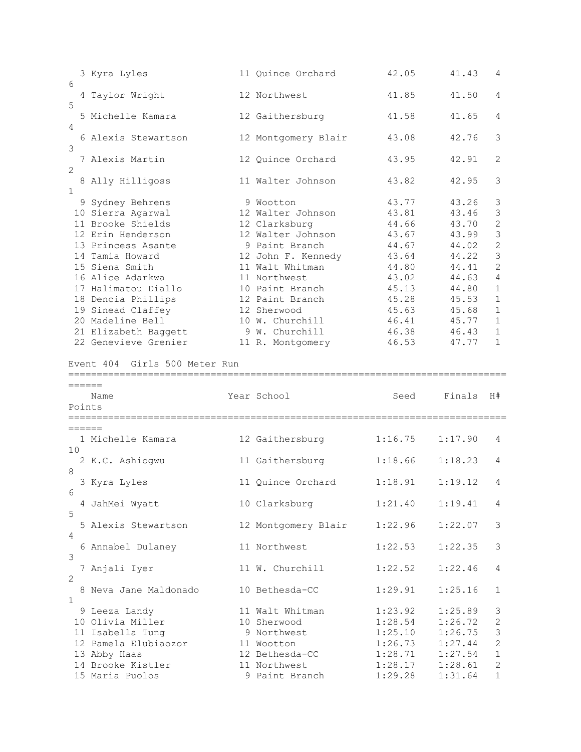| Place | Name | Year | School | Seed | Finals | H# | Points |
|---|---|---|---|---|---|---|---|
| 3 | Kyra Lyles | 11 | Quince Orchard | 42.05 | 41.43 | 4 | 6 |
| 4 | Taylor Wright | 12 | Northwest | 41.85 | 41.50 | 4 | 5 |
| 5 | Michelle Kamara | 12 | Gaithersburg | 41.58 | 41.65 | 4 | 4 |
| 6 | Alexis Stewartson | 12 | Montgomery Blair | 43.08 | 42.76 | 3 | 3 |
| 7 | Alexis Martin | 12 | Quince Orchard | 43.95 | 42.91 | 2 | 2 |
| 8 | Ally Hilligoss | 11 | Walter Johnson | 43.82 | 42.95 | 3 | 1 |
| 9 | Sydney Behrens | 9 | Wootton | 43.77 | 43.26 | 3 | |
| 10 | Sierra Agarwal | 12 | Walter Johnson | 43.81 | 43.46 | 3 | |
| 11 | Brooke Shields | 12 | Clarksburg | 44.66 | 43.70 | 2 | |
| 12 | Erin Henderson | 12 | Walter Johnson | 43.67 | 43.99 | 3 | |
| 13 | Princess Asante | 9 | Paint Branch | 44.67 | 44.02 | 2 | |
| 14 | Tamia Howard | 12 | John F. Kennedy | 43.64 | 44.22 | 3 | |
| 15 | Siena Smith | 11 | Walt Whitman | 44.80 | 44.41 | 2 | |
| 16 | Alice Adarkwa | 11 | Northwest | 43.02 | 44.63 | 4 | |
| 17 | Halimatou Diallo | 10 | Paint Branch | 45.13 | 44.80 | 1 | |
| 18 | Dencia Phillips | 12 | Paint Branch | 45.28 | 45.53 | 1 | |
| 19 | Sinead Claffey | 12 | Sherwood | 45.63 | 45.68 | 1 | |
| 20 | Madeline Bell | 10 | W. Churchill | 46.41 | 45.77 | 1 | |
| 21 | Elizabeth Baggett | 9 | W. Churchill | 46.38 | 46.43 | 1 | |
| 22 | Genevieve Grenier | 11 | R. Montgomery | 46.53 | 47.77 | 1 | |

Event 404  Girls 500 Meter Run

| Place | Name | Year | School | Seed | Finals | H# | Points |
|---|---|---|---|---|---|---|---|
| 1 | Michelle Kamara | 12 | Gaithersburg | 1:16.75 | 1:17.90 | 4 | 10 |
| 2 | K.C. Ashiogwu | 11 | Gaithersburg | 1:18.66 | 1:18.23 | 4 | 8 |
| 3 | Kyra Lyles | 11 | Quince Orchard | 1:18.91 | 1:19.12 | 4 | 6 |
| 4 | JahMei Wyatt | 10 | Clarksburg | 1:21.40 | 1:19.41 | 4 | 5 |
| 5 | Alexis Stewartson | 12 | Montgomery Blair | 1:22.96 | 1:22.07 | 3 | 4 |
| 6 | Annabel Dulaney | 11 | Northwest | 1:22.53 | 1:22.35 | 3 | 3 |
| 7 | Anjali Iyer | 11 | W. Churchill | 1:22.52 | 1:22.46 | 4 | 2 |
| 8 | Neva Jane Maldonado | 10 | Bethesda-CC | 1:29.91 | 1:25.16 | 1 | 1 |
| 9 | Leeza Landy | 11 | Walt Whitman | 1:23.92 | 1:25.89 | 3 | |
| 10 | Olivia Miller | 10 | Sherwood | 1:28.54 | 1:26.72 | 2 | |
| 11 | Isabella Tung | 9 | Northwest | 1:25.10 | 1:26.75 | 3 | |
| 12 | Pamela Elubiaozor | 11 | Wootton | 1:26.73 | 1:27.44 | 2 | |
| 13 | Abby Haas | 12 | Bethesda-CC | 1:28.71 | 1:27.54 | 1 | |
| 14 | Brooke Kistler | 11 | Northwest | 1:28.17 | 1:28.61 | 2 | |
| 15 | Maria Puolos | 9 | Paint Branch | 1:29.28 | 1:31.64 | 1 | |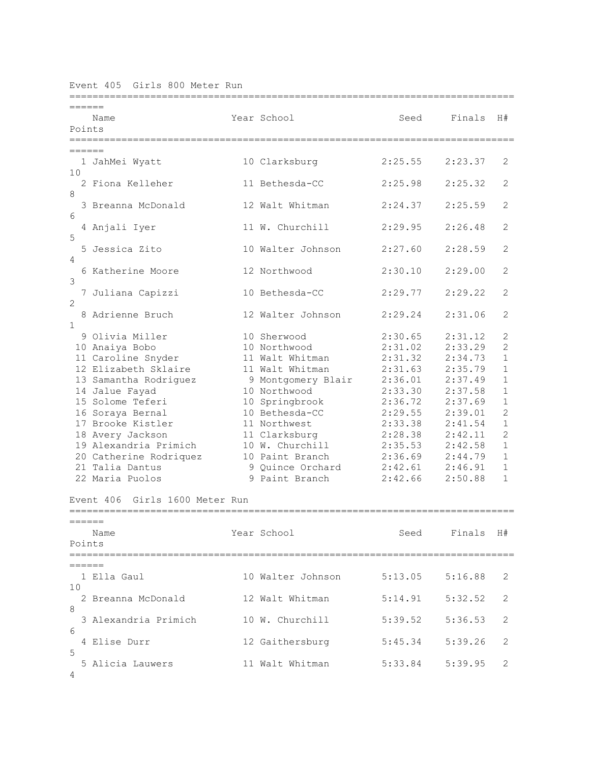## Event 405 Girls 800 Meter Run

| Place | Name | Year | School | Seed | Finals | H# | Points |
|---|---|---|---|---|---|---|---|
| 1 | JahMei Wyatt | 10 | Clarksburg | 2:25.55 | 2:23.37 | 2 | 10 |
| 2 | Fiona Kelleher | 11 | Bethesda-CC | 2:25.98 | 2:25.32 | 2 | 8 |
| 3 | Breanna McDonald | 12 | Walt Whitman | 2:24.37 | 2:25.59 | 2 | 6 |
| 4 | Anjali Iyer | 11 | W. Churchill | 2:29.95 | 2:26.48 | 2 | 5 |
| 5 | Jessica Zito | 10 | Walter Johnson | 2:27.60 | 2:28.59 | 2 | 4 |
| 6 | Katherine Moore | 12 | Northwood | 2:30.10 | 2:29.00 | 2 | 3 |
| 7 | Juliana Capizzi | 10 | Bethesda-CC | 2:29.77 | 2:29.22 | 2 | 2 |
| 8 | Adrienne Bruch | 12 | Walter Johnson | 2:29.24 | 2:31.06 | 2 | 1 |
| 9 | Olivia Miller | 10 | Sherwood | 2:30.65 | 2:31.12 | 2 | |
| 10 | Anaiya Bobo | 10 | Northwood | 2:31.02 | 2:33.29 | 2 | |
| 11 | Caroline Snyder | 11 | Walt Whitman | 2:31.32 | 2:34.73 | 1 | |
| 12 | Elizabeth Sklaire | 11 | Walt Whitman | 2:31.63 | 2:35.79 | 1 | |
| 13 | Samantha Rodriguez | 9 | Montgomery Blair | 2:36.01 | 2:37.49 | 1 | |
| 14 | Jalue Fayad | 10 | Northwood | 2:33.30 | 2:37.58 | 1 | |
| 15 | Solome Teferi | 10 | Springbrook | 2:36.72 | 2:37.69 | 1 | |
| 16 | Soraya Bernal | 10 | Bethesda-CC | 2:29.55 | 2:39.01 | 2 | |
| 17 | Brooke Kistler | 11 | Northwest | 2:33.38 | 2:41.54 | 1 | |
| 18 | Avery Jackson | 11 | Clarksburg | 2:28.38 | 2:42.11 | 2 | |
| 19 | Alexandria Primich | 10 | W. Churchill | 2:35.53 | 2:42.58 | 1 | |
| 20 | Catherine Rodriquez | 10 | Paint Branch | 2:36.69 | 2:44.79 | 1 | |
| 21 | Talia Dantus | 9 | Quince Orchard | 2:42.61 | 2:46.91 | 1 | |
| 22 | Maria Puolos | 9 | Paint Branch | 2:42.66 | 2:50.88 | 1 | |

## Event 406 Girls 1600 Meter Run

| Place | Name | Year | School | Seed | Finals | H# | Points |
|---|---|---|---|---|---|---|---|
| 1 | Ella Gaul | 10 | Walter Johnson | 5:13.05 | 5:16.88 | 2 | 10 |
| 2 | Breanna McDonald | 12 | Walt Whitman | 5:14.91 | 5:32.52 | 2 | 8 |
| 3 | Alexandria Primich | 10 | W. Churchill | 5:39.52 | 5:36.53 | 2 | 6 |
| 4 | Elise Durr | 12 | Gaithersburg | 5:45.34 | 5:39.26 | 2 | 5 |
| 5 | Alicia Lauwers | 11 | Walt Whitman | 5:33.84 | 5:39.95 | 2 | 4 |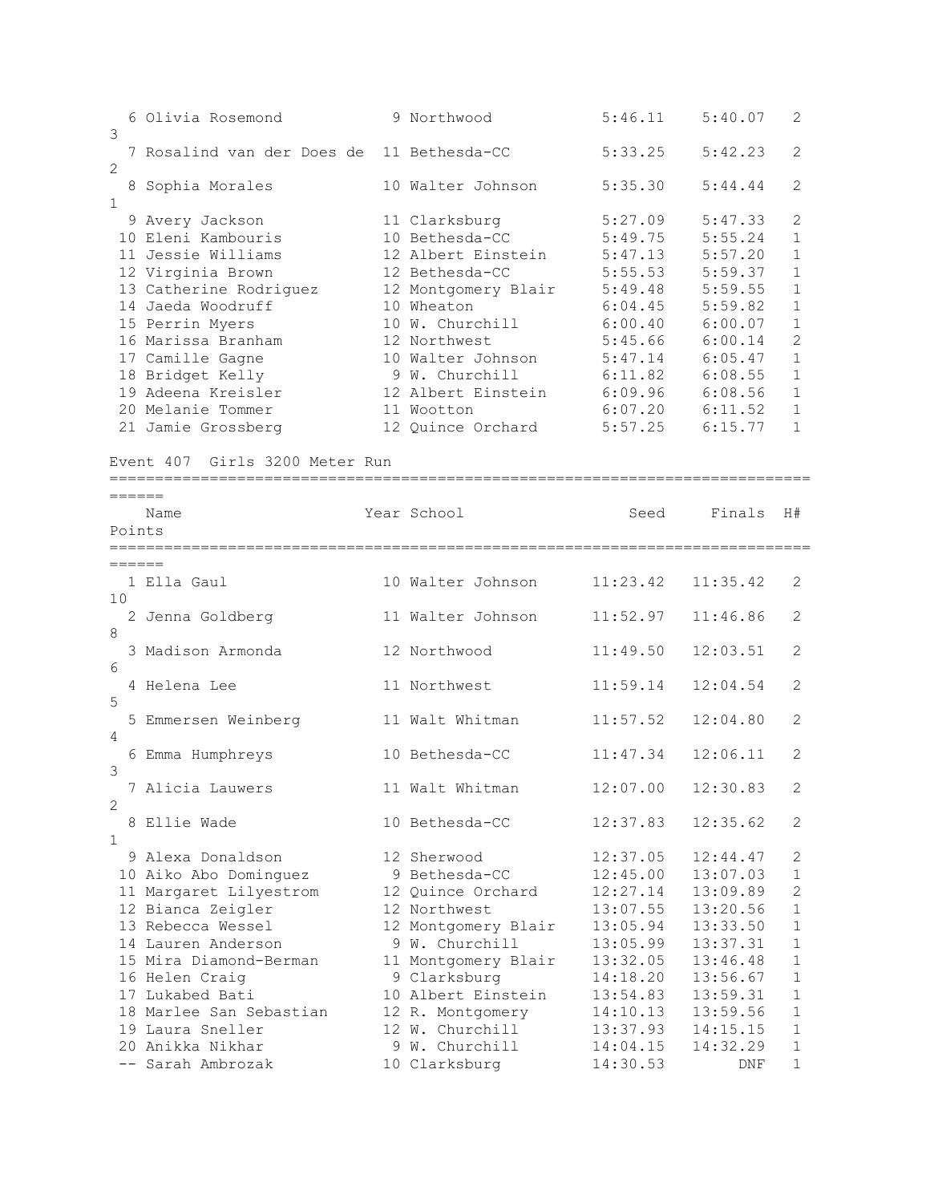| Place | Name | Year | School | Seed | Finals | H# | Points |
|---|---|---|---|---|---|---|---|
| 6 | Olivia Rosemond | 9 | Northwood | 5:46.11 | 5:40.07 | 2 | 3 |
| 7 | Rosalind van der Does de | 11 | Bethesda-CC | 5:33.25 | 5:42.23 | 2 | 2 |
| 8 | Sophia Morales | 10 | Walter Johnson | 5:35.30 | 5:44.44 | 2 | 1 |
| 9 | Avery Jackson | 11 | Clarksburg | 5:27.09 | 5:47.33 | 2 | |
| 10 | Eleni Kambouris | 10 | Bethesda-CC | 5:49.75 | 5:55.24 | 1 | |
| 11 | Jessie Williams | 12 | Albert Einstein | 5:47.13 | 5:57.20 | 1 | |
| 12 | Virginia Brown | 12 | Bethesda-CC | 5:55.53 | 5:59.37 | 1 | |
| 13 | Catherine Rodriguez | 12 | Montgomery Blair | 5:49.48 | 5:59.55 | 1 | |
| 14 | Jaeda Woodruff | 10 | Wheaton | 6:04.45 | 5:59.82 | 1 | |
| 15 | Perrin Myers | 10 | W. Churchill | 6:00.40 | 6:00.07 | 1 | |
| 16 | Marissa Branham | 12 | Northwest | 5:45.66 | 6:00.14 | 2 | |
| 17 | Camille Gagne | 10 | Walter Johnson | 5:47.14 | 6:05.47 | 1 | |
| 18 | Bridget Kelly | 9 | W. Churchill | 6:11.82 | 6:08.55 | 1 | |
| 19 | Adeena Kreisler | 12 | Albert Einstein | 6:09.96 | 6:08.56 | 1 | |
| 20 | Melanie Tommer | 11 | Wootton | 6:07.20 | 6:11.52 | 1 | |
| 21 | Jamie Grossberg | 12 | Quince Orchard | 5:57.25 | 6:15.77 | 1 | |

## Event 407 Girls 3200 Meter Run

| Place | Name | Year | School | Seed | Finals | H# | Points |
|---|---|---|---|---|---|---|---|
| 1 | Ella Gaul | 10 | Walter Johnson | 11:23.42 | 11:35.42 | 2 | 10 |
| 2 | Jenna Goldberg | 11 | Walter Johnson | 11:52.97 | 11:46.86 | 2 | 8 |
| 3 | Madison Armonda | 12 | Northwood | 11:49.50 | 12:03.51 | 2 | 6 |
| 4 | Helena Lee | 11 | Northwest | 11:59.14 | 12:04.54 | 2 | 5 |
| 5 | Emmersen Weinberg | 11 | Walt Whitman | 11:57.52 | 12:04.80 | 2 | 4 |
| 6 | Emma Humphreys | 10 | Bethesda-CC | 11:47.34 | 12:06.11 | 2 | 3 |
| 7 | Alicia Lauwers | 11 | Walt Whitman | 12:07.00 | 12:30.83 | 2 | 2 |
| 8 | Ellie Wade | 10 | Bethesda-CC | 12:37.83 | 12:35.62 | 2 | 1 |
| 9 | Alexa Donaldson | 12 | Sherwood | 12:37.05 | 12:44.47 | 2 | |
| 10 | Aiko Abo Dominguez | 9 | Bethesda-CC | 12:45.00 | 13:07.03 | 1 | |
| 11 | Margaret Lilyestrom | 12 | Quince Orchard | 12:27.14 | 13:09.89 | 2 | |
| 12 | Bianca Zeigler | 12 | Northwest | 13:07.55 | 13:20.56 | 1 | |
| 13 | Rebecca Wessel | 12 | Montgomery Blair | 13:05.94 | 13:33.50 | 1 | |
| 14 | Lauren Anderson | 9 | W. Churchill | 13:05.99 | 13:37.31 | 1 | |
| 15 | Mira Diamond-Berman | 11 | Montgomery Blair | 13:32.05 | 13:46.48 | 1 | |
| 16 | Helen Craig | 9 | Clarksburg | 14:18.20 | 13:56.67 | 1 | |
| 17 | Lukabed Bati | 10 | Albert Einstein | 13:54.83 | 13:59.31 | 1 | |
| 18 | Marlee San Sebastian | 12 | R. Montgomery | 14:10.13 | 13:59.56 | 1 | |
| 19 | Laura Sneller | 12 | W. Churchill | 13:37.93 | 14:15.15 | 1 | |
| 20 | Anikka Nikhar | 9 | W. Churchill | 14:04.15 | 14:32.29 | 1 | |
| -- | Sarah Ambrozak | 10 | Clarksburg | 14:30.53 | DNF | 1 | |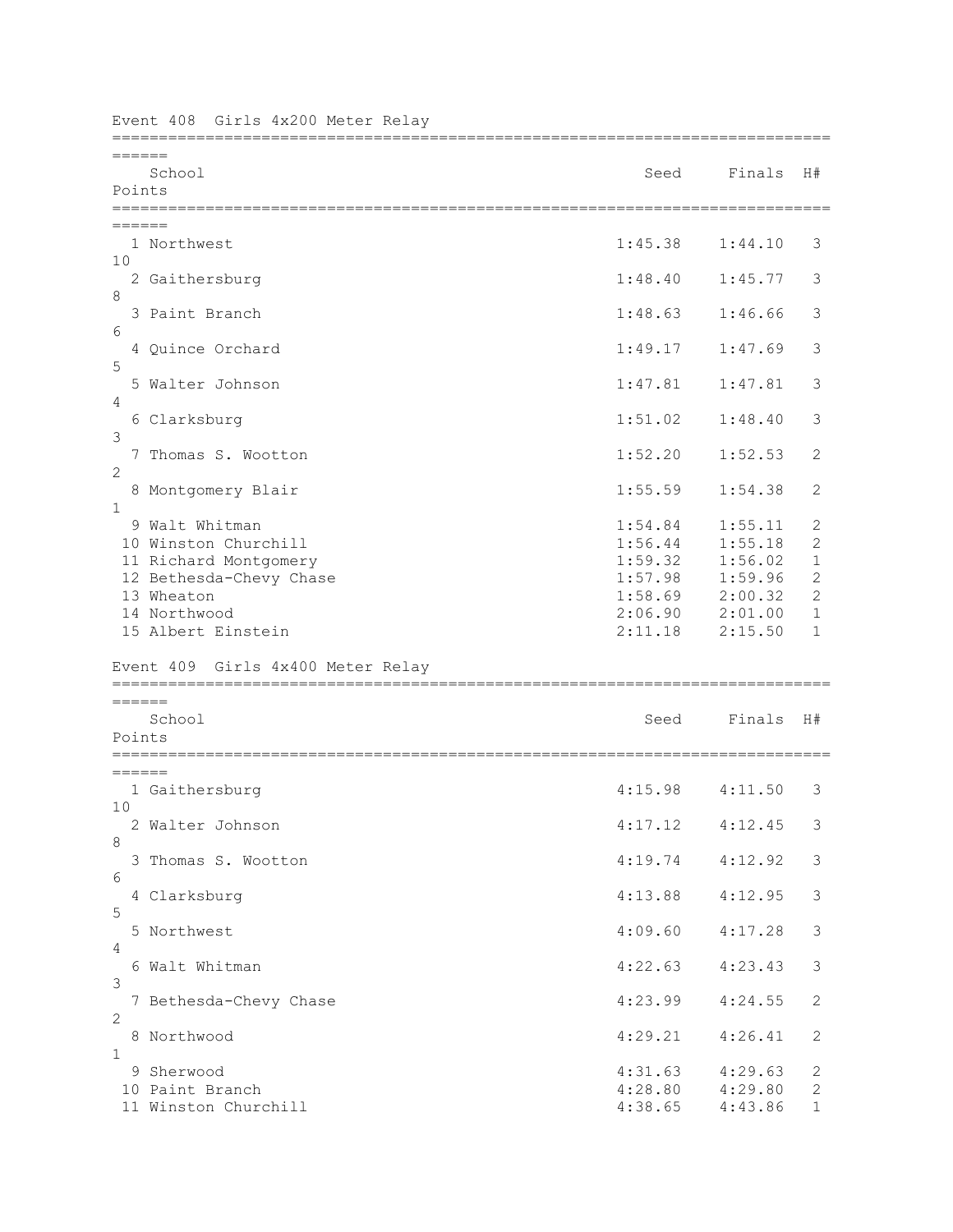## Event 408 Girls 4x200 Meter Relay

| | School | Seed | Finals | H# | Points |
|---|---|---|---|---|---|
| 1 | Northwest | 1:45.38 | 1:44.10 | 3 | 10 |
| 2 | Gaithersburg | 1:48.40 | 1:45.77 | 3 | 8 |
| 3 | Paint Branch | 1:48.63 | 1:46.66 | 3 | 6 |
| 4 | Quince Orchard | 1:49.17 | 1:47.69 | 3 | 5 |
| 5 | Walter Johnson | 1:47.81 | 1:47.81 | 3 | 4 |
| 6 | Clarksburg | 1:51.02 | 1:48.40 | 3 | 3 |
| 7 | Thomas S. Wootton | 1:52.20 | 1:52.53 | 2 | 2 |
| 8 | Montgomery Blair | 1:55.59 | 1:54.38 | 2 | 1 |
| 9 | Walt Whitman | 1:54.84 | 1:55.11 | 2 | |
| 10 | Winston Churchill | 1:56.44 | 1:55.18 | 2 | |
| 11 | Richard Montgomery | 1:59.32 | 1:56.02 | 1 | |
| 12 | Bethesda-Chevy Chase | 1:57.98 | 1:59.96 | 2 | |
| 13 | Wheaton | 1:58.69 | 2:00.32 | 2 | |
| 14 | Northwood | 2:06.90 | 2:01.00 | 1 | |
| 15 | Albert Einstein | 2:11.18 | 2:15.50 | 1 | |

## Event 409 Girls 4x400 Meter Relay

| | School | Seed | Finals | H# | Points |
|---|---|---|---|---|---|
| 1 | Gaithersburg | 4:15.98 | 4:11.50 | 3 | 10 |
| 2 | Walter Johnson | 4:17.12 | 4:12.45 | 3 | 8 |
| 3 | Thomas S. Wootton | 4:19.74 | 4:12.92 | 3 | 6 |
| 4 | Clarksburg | 4:13.88 | 4:12.95 | 3 | 5 |
| 5 | Northwest | 4:09.60 | 4:17.28 | 3 | 4 |
| 6 | Walt Whitman | 4:22.63 | 4:23.43 | 3 | 3 |
| 7 | Bethesda-Chevy Chase | 4:23.99 | 4:24.55 | 2 | 2 |
| 8 | Northwood | 4:29.21 | 4:26.41 | 2 | 1 |
| 9 | Sherwood | 4:31.63 | 4:29.63 | 2 | |
| 10 | Paint Branch | 4:28.80 | 4:29.80 | 2 | |
| 11 | Winston Churchill | 4:38.65 | 4:43.86 | 1 | |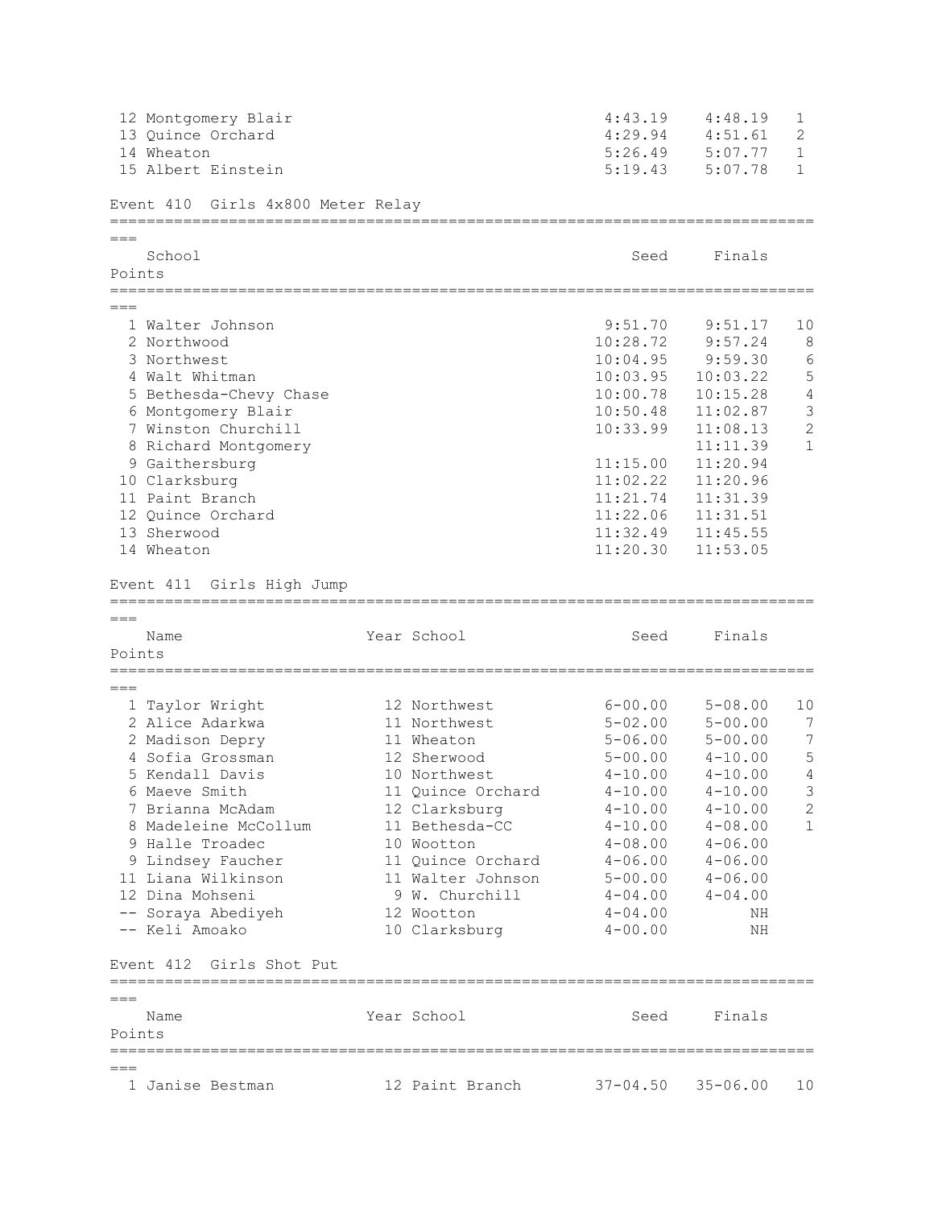| | | | | |
|---|---|---|---|---|
| 12 | Montgomery Blair | 4:43.19 | 4:48.19 | 1 |
| 13 | Quince Orchard | 4:29.94 | 4:51.61 | 2 |
| 14 | Wheaton | 5:26.49 | 5:07.77 | 1 |
| 15 | Albert Einstein | 5:19.43 | 5:07.78 | 1 |

## Event 410 Girls 4x800 Meter Relay

| | School | Seed | Finals | Points |
|---|---|---|---|---|
| 1 | Walter Johnson | 9:51.70 | 9:51.17 | 10 |
| 2 | Northwood | 10:28.72 | 9:57.24 | 8 |
| 3 | Northwest | 10:04.95 | 9:59.30 | 6 |
| 4 | Walt Whitman | 10:03.95 | 10:03.22 | 5 |
| 5 | Bethesda-Chevy Chase | 10:00.78 | 10:15.28 | 4 |
| 6 | Montgomery Blair | 10:50.48 | 11:02.87 | 3 |
| 7 | Winston Churchill | 10:33.99 | 11:08.13 | 2 |
| 8 | Richard Montgomery | | 11:11.39 | 1 |
| 9 | Gaithersburg | 11:15.00 | 11:20.94 | |
| 10 | Clarksburg | 11:02.22 | 11:20.96 | |
| 11 | Paint Branch | 11:21.74 | 11:31.39 | |
| 12 | Quince Orchard | 11:22.06 | 11:31.51 | |
| 13 | Sherwood | 11:32.49 | 11:45.55 | |
| 14 | Wheaton | 11:20.30 | 11:53.05 | |

## Event 411 Girls High Jump

| | Name | Year | School | Seed | Finals | Points |
|---|---|---|---|---|---|---|
| 1 | Taylor Wright | 12 | Northwest | 6-00.00 | 5-08.00 | 10 |
| 2 | Alice Adarkwa | 11 | Northwest | 5-02.00 | 5-00.00 | 7 |
| 2 | Madison Depry | 11 | Wheaton | 5-06.00 | 5-00.00 | 7 |
| 4 | Sofia Grossman | 12 | Sherwood | 5-00.00 | 4-10.00 | 5 |
| 5 | Kendall Davis | 10 | Northwest | 4-10.00 | 4-10.00 | 4 |
| 6 | Maeve Smith | 11 | Quince Orchard | 4-10.00 | 4-10.00 | 3 |
| 7 | Brianna McAdam | 12 | Clarksburg | 4-10.00 | 4-10.00 | 2 |
| 8 | Madeleine McCollum | 11 | Bethesda-CC | 4-10.00 | 4-08.00 | 1 |
| 9 | Halle Troadec | 10 | Wootton | 4-08.00 | 4-06.00 | |
| 9 | Lindsey Faucher | 11 | Quince Orchard | 4-06.00 | 4-06.00 | |
| 11 | Liana Wilkinson | 11 | Walter Johnson | 5-00.00 | 4-06.00 | |
| 12 | Dina Mohseni | 9 | W. Churchill | 4-04.00 | 4-04.00 | |
| -- | Soraya Abediyeh | 12 | Wootton | 4-04.00 | NH | |
| -- | Keli Amoako | 10 | Clarksburg | 4-00.00 | NH | |

## Event 412 Girls Shot Put

| | Name | Year | School | Seed | Finals | Points |
|---|---|---|---|---|---|---|
| 1 | Janise Bestman | 12 | Paint Branch | 37-04.50 | 35-06.00 | 10 |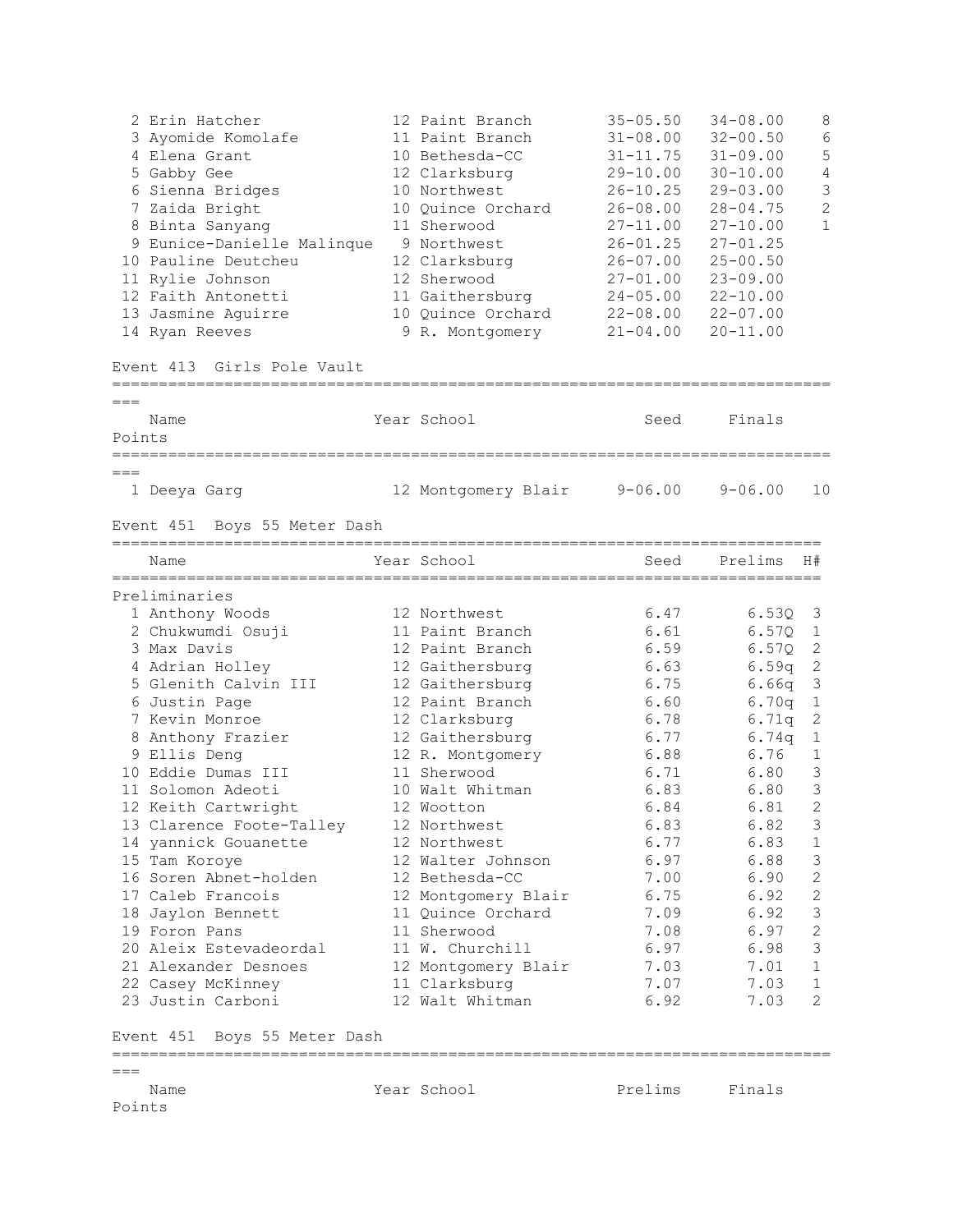| Place | Name | Year | School | Seed | Finals | Points |
|---|---|---|---|---|---|---|
| 2 | Erin Hatcher | 12 | Paint Branch | 35-05.50 | 34-08.00 | 8 |
| 3 | Ayomide Komolafe | 11 | Paint Branch | 31-08.00 | 32-00.50 | 6 |
| 4 | Elena Grant | 10 | Bethesda-CC | 31-11.75 | 31-09.00 | 5 |
| 5 | Gabby Gee | 12 | Clarksburg | 29-10.00 | 30-10.00 | 4 |
| 6 | Sienna Bridges | 10 | Northwest | 26-10.25 | 29-03.00 | 3 |
| 7 | Zaida Bright | 10 | Quince Orchard | 26-08.00 | 28-04.75 | 2 |
| 8 | Binta Sanyang | 11 | Sherwood | 27-11.00 | 27-10.00 | 1 |
| 9 | Eunice-Danielle Malinque | 9 | Northwest | 26-01.25 | 27-01.25 | |
| 10 | Pauline Deutcheu | 12 | Clarksburg | 26-07.00 | 25-00.50 | |
| 11 | Rylie Johnson | 12 | Sherwood | 27-01.00 | 23-09.00 | |
| 12 | Faith Antonetti | 11 | Gaithersburg | 24-05.00 | 22-10.00 | |
| 13 | Jasmine Aguirre | 10 | Quince Orchard | 22-08.00 | 22-07.00 | |
| 14 | Ryan Reeves | 9 | R. Montgomery | 21-04.00 | 20-11.00 | |

## Event 413 Girls Pole Vault

| Place | Name | Year | School | Seed | Finals | Points |
|---|---|---|---|---|---|---|
| 1 | Deeya Garg | 12 | Montgomery Blair | 9-06.00 | 9-06.00 | 10 |

## Event 451 Boys 55 Meter Dash

### Preliminaries

| Place | Name | Year | School | Seed | Prelims | H# |
|---|---|---|---|---|---|---|
| 1 | Anthony Woods | 12 | Northwest | 6.47 | 6.53Q | 3 |
| 2 | Chukwumdi Osuji | 11 | Paint Branch | 6.61 | 6.57Q | 1 |
| 3 | Max Davis | 12 | Paint Branch | 6.59 | 6.57Q | 2 |
| 4 | Adrian Holley | 12 | Gaithersburg | 6.63 | 6.59q | 2 |
| 5 | Glenith Calvin III | 12 | Gaithersburg | 6.75 | 6.66q | 3 |
| 6 | Justin Page | 12 | Paint Branch | 6.60 | 6.70q | 1 |
| 7 | Kevin Monroe | 12 | Clarksburg | 6.78 | 6.71q | 2 |
| 8 | Anthony Frazier | 12 | Gaithersburg | 6.77 | 6.74q | 1 |
| 9 | Ellis Deng | 12 | R. Montgomery | 6.88 | 6.76 | 1 |
| 10 | Eddie Dumas III | 11 | Sherwood | 6.71 | 6.80 | 3 |
| 11 | Solomon Adeoti | 10 | Walt Whitman | 6.83 | 6.80 | 3 |
| 12 | Keith Cartwright | 12 | Wootton | 6.84 | 6.81 | 2 |
| 13 | Clarence Foote-Talley | 12 | Northwest | 6.83 | 6.82 | 3 |
| 14 | yannick Gouanette | 12 | Northwest | 6.77 | 6.83 | 1 |
| 15 | Tam Koroye | 12 | Walter Johnson | 6.97 | 6.88 | 3 |
| 16 | Soren Abnet-holden | 12 | Bethesda-CC | 7.00 | 6.90 | 2 |
| 17 | Caleb Francois | 12 | Montgomery Blair | 6.75 | 6.92 | 2 |
| 18 | Jaylon Bennett | 11 | Quince Orchard | 7.09 | 6.92 | 3 |
| 19 | Foron Pans | 11 | Sherwood | 7.08 | 6.97 | 2 |
| 20 | Aleix Estevadeordal | 11 | W. Churchill | 6.97 | 6.98 | 3 |
| 21 | Alexander Desnoes | 12 | Montgomery Blair | 7.03 | 7.01 | 1 |
| 22 | Casey McKinney | 11 | Clarksburg | 7.07 | 7.03 | 1 |
| 23 | Justin Carboni | 12 | Walt Whitman | 6.92 | 7.03 | 2 |

## Event 451 Boys 55 Meter Dash

| Place | Name | Year | School | Prelims | Finals | Points |
|---|---|---|---|---|---|---|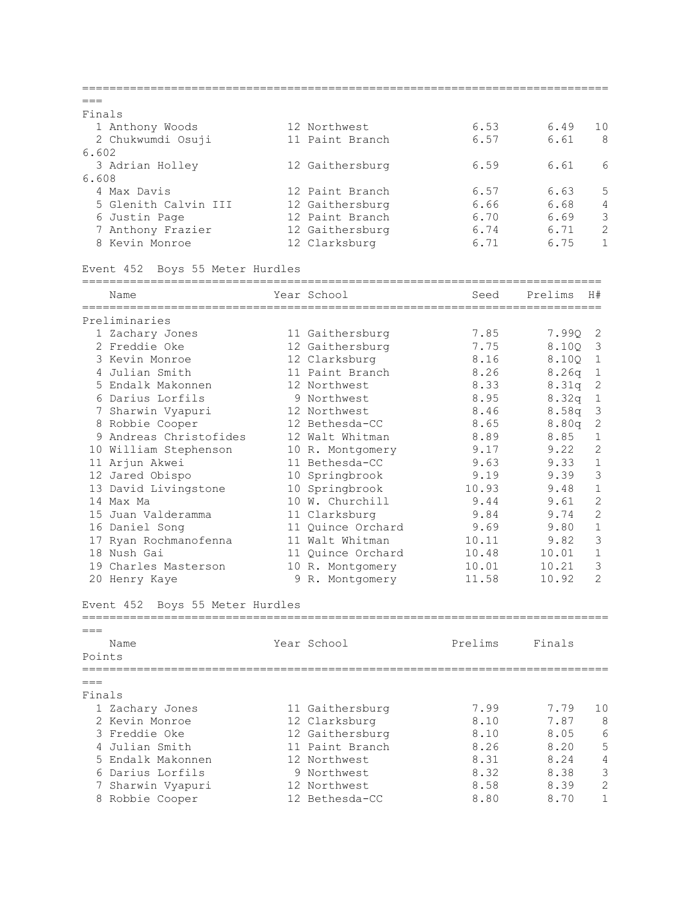Finals

| Place | Name | Year | School | Prelims | Finals | Points |
|---|---|---|---|---|---|---|
| 1 | Anthony Woods | 12 | Northwest | 6.53 | 6.49 | 10 |
| 2 | Chukwumdi Osuji | 11 | Paint Branch | 6.57 | 6.61 (6.602) | 8 |
| 3 | Adrian Holley | 12 | Gaithersburg | 6.59 | 6.61 (6.608) | 6 |
| 4 | Max Davis | 12 | Paint Branch | 6.57 | 6.63 | 5 |
| 5 | Glenith Calvin III | 12 | Gaithersburg | 6.66 | 6.68 | 4 |
| 6 | Justin Page | 12 | Paint Branch | 6.70 | 6.69 | 3 |
| 7 | Anthony Frazier | 12 | Gaithersburg | 6.74 | 6.71 | 2 |
| 8 | Kevin Monroe | 12 | Clarksburg | 6.71 | 6.75 | 1 |

## Event 452 Boys 55 Meter Hurdles

Preliminaries

| Place | Name | Year | School | Seed | Prelims | H# |
|---|---|---|---|---|---|---|
| 1 | Zachary Jones | 11 | Gaithersburg | 7.85 | 7.99Q | 2 |
| 2 | Freddie Oke | 12 | Gaithersburg | 7.75 | 8.10Q | 3 |
| 3 | Kevin Monroe | 12 | Clarksburg | 8.16 | 8.10Q | 1 |
| 4 | Julian Smith | 11 | Paint Branch | 8.26 | 8.26q | 1 |
| 5 | Endalk Makonnen | 12 | Northwest | 8.33 | 8.31q | 2 |
| 6 | Darius Lorfils | 9 | Northwest | 8.95 | 8.32q | 1 |
| 7 | Sharwin Vyapuri | 12 | Northwest | 8.46 | 8.58q | 3 |
| 8 | Robbie Cooper | 12 | Bethesda-CC | 8.65 | 8.80q | 2 |
| 9 | Andreas Christofides | 12 | Walt Whitman | 8.89 | 8.85 | 1 |
| 10 | William Stephenson | 10 | R. Montgomery | 9.17 | 9.22 | 2 |
| 11 | Arjun Akwei | 11 | Bethesda-CC | 9.63 | 9.33 | 1 |
| 12 | Jared Obispo | 10 | Springbrook | 9.19 | 9.39 | 3 |
| 13 | David Livingstone | 10 | Springbrook | 10.93 | 9.48 | 1 |
| 14 | Max Ma | 10 | W. Churchill | 9.44 | 9.61 | 2 |
| 15 | Juan Valderamma | 11 | Clarksburg | 9.84 | 9.74 | 2 |
| 16 | Daniel Song | 11 | Quince Orchard | 9.69 | 9.80 | 1 |
| 17 | Ryan Rochmanofenna | 11 | Walt Whitman | 10.11 | 9.82 | 3 |
| 18 | Nush Gai | 11 | Quince Orchard | 10.48 | 10.01 | 1 |
| 19 | Charles Masterson | 10 | R. Montgomery | 10.01 | 10.21 | 3 |
| 20 | Henry Kaye | 9 | R. Montgomery | 11.58 | 10.92 | 2 |

## Event 452 Boys 55 Meter Hurdles

Finals

| Place | Name | Year | School | Prelims | Finals | Points |
|---|---|---|---|---|---|---|
| 1 | Zachary Jones | 11 | Gaithersburg | 7.99 | 7.79 | 10 |
| 2 | Kevin Monroe | 12 | Clarksburg | 8.10 | 7.87 | 8 |
| 3 | Freddie Oke | 12 | Gaithersburg | 8.10 | 8.05 | 6 |
| 4 | Julian Smith | 11 | Paint Branch | 8.26 | 8.20 | 5 |
| 5 | Endalk Makonnen | 12 | Northwest | 8.31 | 8.24 | 4 |
| 6 | Darius Lorfils | 9 | Northwest | 8.32 | 8.38 | 3 |
| 7 | Sharwin Vyapuri | 12 | Northwest | 8.58 | 8.39 | 2 |
| 8 | Robbie Cooper | 12 | Bethesda-CC | 8.80 | 8.70 | 1 |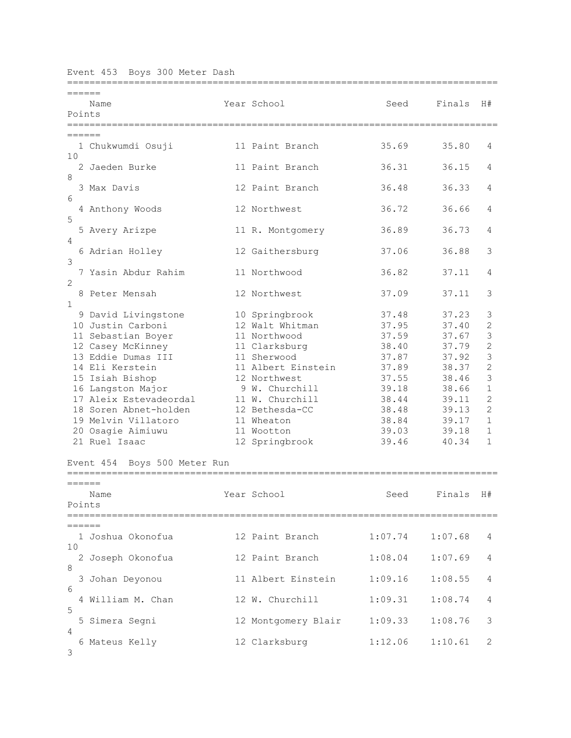## Event 453 Boys 300 Meter Dash

| Place | Name | Year | School | Seed | Finals | H# | Points |
|---|---|---|---|---|---|---|---|
| 1 | Chukwumdi Osuji | 11 | Paint Branch | 35.69 | 35.80 | 4 | 10 |
| 2 | Jaeden Burke | 11 | Paint Branch | 36.31 | 36.15 | 4 | 8 |
| 3 | Max Davis | 12 | Paint Branch | 36.48 | 36.33 | 4 | 6 |
| 4 | Anthony Woods | 12 | Northwest | 36.72 | 36.66 | 4 | 5 |
| 5 | Avery Arizpe | 11 | R. Montgomery | 36.89 | 36.73 | 4 | 4 |
| 6 | Adrian Holley | 12 | Gaithersburg | 37.06 | 36.88 | 3 | 3 |
| 7 | Yasin Abdur Rahim | 11 | Northwood | 36.82 | 37.11 | 4 | 2 |
| 8 | Peter Mensah | 12 | Northwest | 37.09 | 37.11 | 3 | 1 |
| 9 | David Livingstone | 10 | Springbrook | 37.48 | 37.23 | 3 | |
| 10 | Justin Carboni | 12 | Walt Whitman | 37.95 | 37.40 | 2 | |
| 11 | Sebastian Boyer | 11 | Northwood | 37.59 | 37.67 | 3 | |
| 12 | Casey McKinney | 11 | Clarksburg | 38.40 | 37.79 | 2 | |
| 13 | Eddie Dumas III | 11 | Sherwood | 37.87 | 37.92 | 3 | |
| 14 | Eli Kerstein | 11 | Albert Einstein | 37.89 | 38.37 | 2 | |
| 15 | Isiah Bishop | 12 | Northwest | 37.55 | 38.46 | 3 | |
| 16 | Langston Major | 9 | W. Churchill | 39.18 | 38.66 | 1 | |
| 17 | Aleix Estevadeordal | 11 | W. Churchill | 38.44 | 39.11 | 2 | |
| 18 | Soren Abnet-holden | 12 | Bethesda-CC | 38.48 | 39.13 | 2 | |
| 19 | Melvin Villatoro | 11 | Wheaton | 38.84 | 39.17 | 1 | |
| 20 | Osagie Aimiuwu | 11 | Wootton | 39.03 | 39.18 | 1 | |
| 21 | Ruel Isaac | 12 | Springbrook | 39.46 | 40.34 | 1 | |

## Event 454 Boys 500 Meter Run

| Place | Name | Year | School | Seed | Finals | H# | Points |
|---|---|---|---|---|---|---|---|
| 1 | Joshua Okonofua | 12 | Paint Branch | 1:07.74 | 1:07.68 | 4 | 10 |
| 2 | Joseph Okonofua | 12 | Paint Branch | 1:08.04 | 1:07.69 | 4 | 8 |
| 3 | Johan Deyonou | 11 | Albert Einstein | 1:09.16 | 1:08.55 | 4 | 6 |
| 4 | William M. Chan | 12 | W. Churchill | 1:09.31 | 1:08.74 | 4 | 5 |
| 5 | Simera Segni | 12 | Montgomery Blair | 1:09.33 | 1:08.76 | 3 | 4 |
| 6 | Mateus Kelly | 12 | Clarksburg | 1:12.06 | 1:10.61 | 2 | 3 |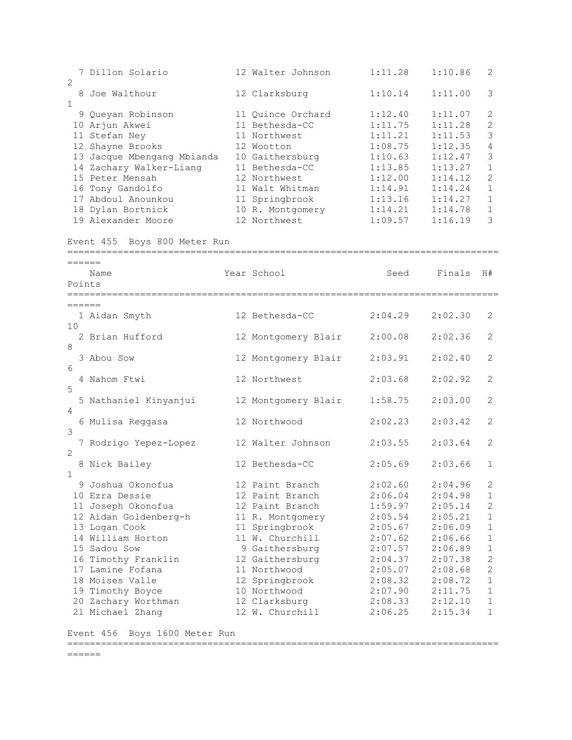| Place | Name | Year | School | Seed | Finals | H# | Points |
|---|---|---|---|---|---|---|---|
| 7 | Dillon Solario | 12 | Walter Johnson | 1:11.28 | 1:10.86 | 2 | 2 |
| 8 | Joe Walthour | 12 | Clarksburg | 1:10.14 | 1:11.00 | 3 | 1 |
| 9 | Queyan Robinson | 11 | Quince Orchard | 1:12.40 | 1:11.07 | 2 | |
| 10 | Arjun Akwei | 11 | Bethesda-CC | 1:11.75 | 1:11.28 | 2 | |
| 11 | Stefan Ney | 11 | Northwest | 1:11.21 | 1:11.53 | 3 | |
| 12 | Shayne Brooks | 12 | Wootton | 1:08.75 | 1:12.35 | 4 | |
| 13 | Jacque Mbengang Mbianda | 10 | Gaithersburg | 1:10.63 | 1:12.47 | 3 | |
| 14 | Zachary Walker-Liang | 11 | Bethesda-CC | 1:13.85 | 1:13.27 | 1 | |
| 15 | Peter Mensah | 12 | Northwest | 1:12.00 | 1:14.12 | 2 | |
| 16 | Tony Gandolfo | 11 | Walt Whitman | 1:14.91 | 1:14.24 | 1 | |
| 17 | Abdoul Anounkou | 11 | Springbrook | 1:13.16 | 1:14.27 | 1 | |
| 18 | Dylan Bortnick | 10 | R. Montgomery | 1:14.21 | 1:14.78 | 1 | |
| 19 | Alexander Moore | 12 | Northwest | 1:09.57 | 1:16.19 | 3 | |

Event 455 Boys 800 Meter Run

| Place | Name | Year | School | Seed | Finals | H# | Points |
|---|---|---|---|---|---|---|---|
| 1 | Aidan Smyth | 12 | Bethesda-CC | 2:04.29 | 2:02.30 | 2 | 10 |
| 2 | Brian Hufford | 12 | Montgomery Blair | 2:00.08 | 2:02.36 | 2 | 8 |
| 3 | Abou Sow | 12 | Montgomery Blair | 2:03.91 | 2:02.40 | 2 | 6 |
| 4 | Nahom Ftwi | 12 | Northwest | 2:03.68 | 2:02.92 | 2 | 5 |
| 5 | Nathaniel Kinyanjui | 12 | Montgomery Blair | 1:58.75 | 2:03.00 | 2 | 4 |
| 6 | Mulisa Reggasa | 12 | Northwood | 2:02.23 | 2:03.42 | 2 | 3 |
| 7 | Rodrigo Yepez-Lopez | 12 | Walter Johnson | 2:03.55 | 2:03.64 | 2 | 2 |
| 8 | Nick Bailey | 12 | Bethesda-CC | 2:05.69 | 2:03.66 | 1 | 1 |
| 9 | Joshua Okonofua | 12 | Paint Branch | 2:02.60 | 2:04.96 | 2 | |
| 10 | Ezra Dessie | 12 | Paint Branch | 2:06.04 | 2:04.98 | 1 | |
| 11 | Joseph Okonofua | 12 | Paint Branch | 1:59.97 | 2:05.14 | 2 | |
| 12 | Aidan Goldenberg-h | 11 | R. Montgomery | 2:05.54 | 2:05.21 | 1 | |
| 13 | Logan Cook | 11 | Springbrook | 2:05.67 | 2:06.09 | 1 | |
| 14 | William Horton | 11 | W. Churchill | 2:07.62 | 2:06.66 | 1 | |
| 15 | Sadou Sow | 9 | Gaithersburg | 2:07.57 | 2:06.89 | 1 | |
| 16 | Timothy Franklin | 12 | Gaithersburg | 2:04.37 | 2:07.38 | 2 | |
| 17 | Lamine Fofana | 11 | Northwood | 2:05.07 | 2:08.68 | 2 | |
| 18 | Moises Valle | 12 | Springbrook | 2:08.32 | 2:08.72 | 1 | |
| 19 | Timothy Boyce | 10 | Northwood | 2:07.90 | 2:11.75 | 1 | |
| 20 | Zachary Worthman | 12 | Clarksburg | 2:08.33 | 2:12.10 | 1 | |
| 21 | Michael Zhang | 12 | W. Churchill | 2:06.25 | 2:15.34 | 1 | |

Event 456 Boys 1600 Meter Run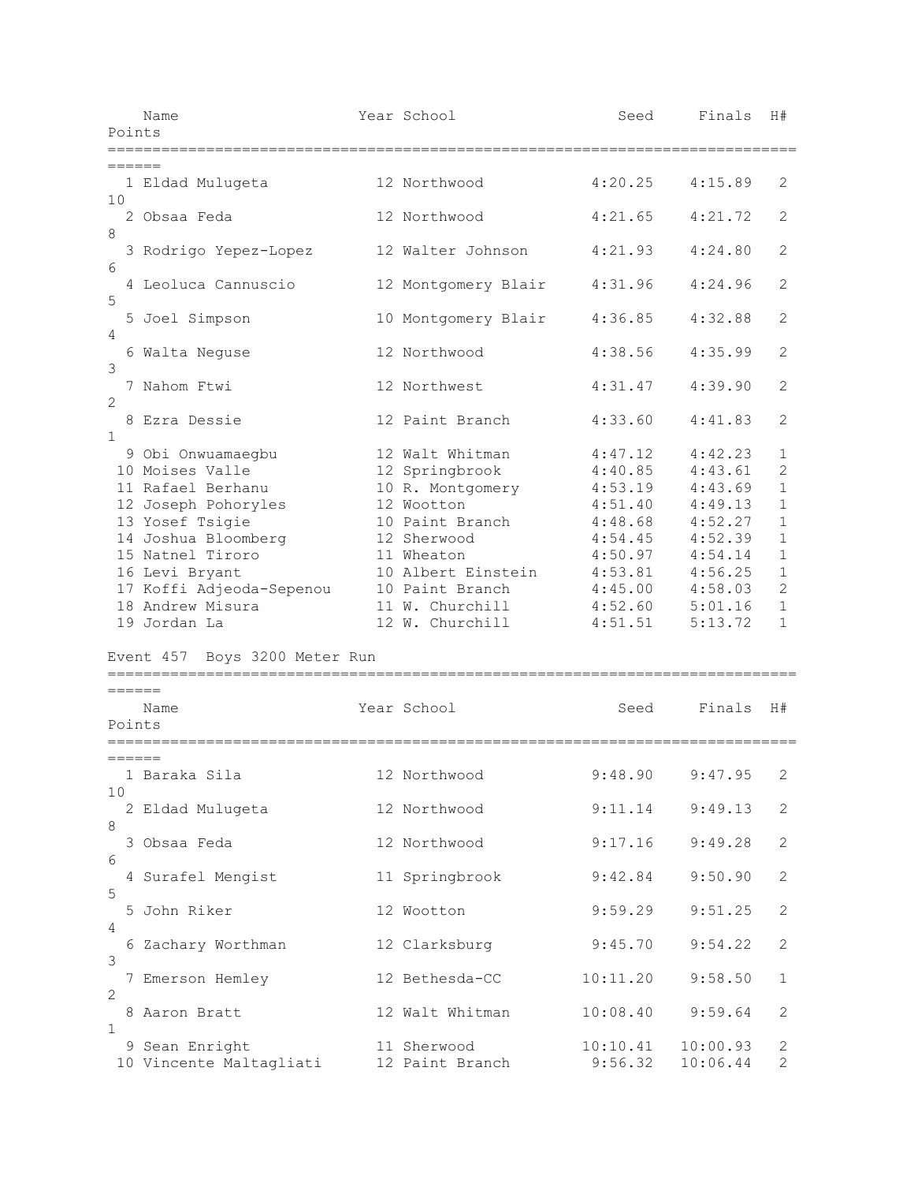| Place | Name | Year | School | Seed | Finals | H# | Points |
|---|---|---|---|---|---|---|---|
| 1 | Eldad Mulugeta | 12 | Northwood | 4:20.25 | 4:15.89 | 2 | 10 |
| 2 | Obsaa Feda | 12 | Northwood | 4:21.65 | 4:21.72 | 2 | 8 |
| 3 | Rodrigo Yepez-Lopez | 12 | Walter Johnson | 4:21.93 | 4:24.80 | 2 | 6 |
| 4 | Leoluca Cannuscio | 12 | Montgomery Blair | 4:31.96 | 4:24.96 | 2 | 5 |
| 5 | Joel Simpson | 10 | Montgomery Blair | 4:36.85 | 4:32.88 | 2 | 4 |
| 6 | Walta Neguse | 12 | Northwood | 4:38.56 | 4:35.99 | 2 | 3 |
| 7 | Nahom Ftwi | 12 | Northwest | 4:31.47 | 4:39.90 | 2 | 2 |
| 8 | Ezra Dessie | 12 | Paint Branch | 4:33.60 | 4:41.83 | 2 | 1 |
| 9 | Obi Onwuamaegbu | 12 | Walt Whitman | 4:47.12 | 4:42.23 | 1 | |
| 10 | Moises Valle | 12 | Springbrook | 4:40.85 | 4:43.61 | 2 | |
| 11 | Rafael Berhanu | 10 | R. Montgomery | 4:53.19 | 4:43.69 | 1 | |
| 12 | Joseph Pohoryles | 12 | Wootton | 4:51.40 | 4:49.13 | 1 | |
| 13 | Yosef Tsigie | 10 | Paint Branch | 4:48.68 | 4:52.27 | 1 | |
| 14 | Joshua Bloomberg | 12 | Sherwood | 4:54.45 | 4:52.39 | 1 | |
| 15 | Natnel Tiroro | 11 | Wheaton | 4:50.97 | 4:54.14 | 1 | |
| 16 | Levi Bryant | 10 | Albert Einstein | 4:53.81 | 4:56.25 | 1 | |
| 17 | Koffi Adjeoda-Sepenou | 10 | Paint Branch | 4:45.00 | 4:58.03 | 2 | |
| 18 | Andrew Misura | 11 | W. Churchill | 4:52.60 | 5:01.16 | 1 | |
| 19 | Jordan La | 12 | W. Churchill | 4:51.51 | 5:13.72 | 1 | |

## Event 457 Boys 3200 Meter Run

| Place | Name | Year | School | Seed | Finals | H# | Points |
|---|---|---|---|---|---|---|---|
| 1 | Baraka Sila | 12 | Northwood | 9:48.90 | 9:47.95 | 2 | 10 |
| 2 | Eldad Mulugeta | 12 | Northwood | 9:11.14 | 9:49.13 | 2 | 8 |
| 3 | Obsaa Feda | 12 | Northwood | 9:17.16 | 9:49.28 | 2 | 6 |
| 4 | Surafel Mengist | 11 | Springbrook | 9:42.84 | 9:50.90 | 2 | 5 |
| 5 | John Riker | 12 | Wootton | 9:59.29 | 9:51.25 | 2 | 4 |
| 6 | Zachary Worthman | 12 | Clarksburg | 9:45.70 | 9:54.22 | 2 | 3 |
| 7 | Emerson Hemley | 12 | Bethesda-CC | 10:11.20 | 9:58.50 | 1 | 2 |
| 8 | Aaron Bratt | 12 | Walt Whitman | 10:08.40 | 9:59.64 | 2 | 1 |
| 9 | Sean Enright | 11 | Sherwood | 10:10.41 | 10:00.93 | 2 | |
| 10 | Vincente Maltagliati | 12 | Paint Branch | 9:56.32 | 10:06.44 | 2 | |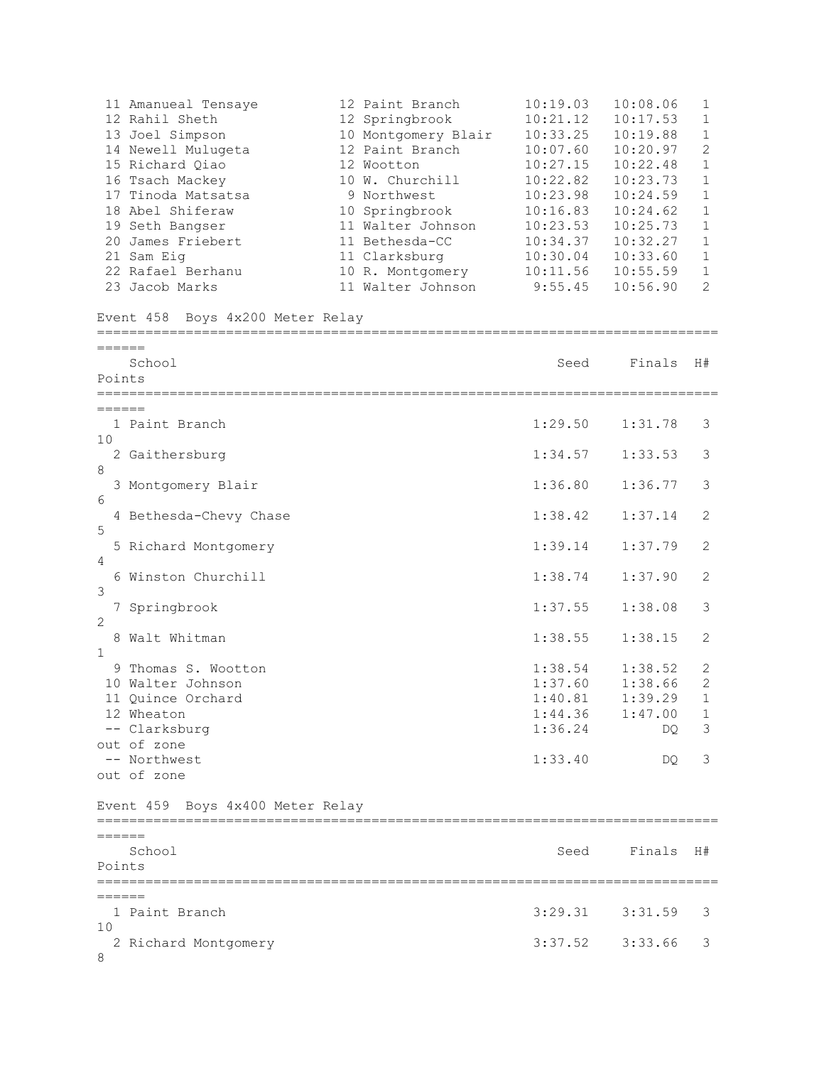| Place | Name | Yr | School | Seed | Finals | H# |
| --- | --- | --- | --- | --- | --- | --- |
| 11 | Amanueal Tensaye | 12 | Paint Branch | 10:19.03 | 10:08.06 | 1 |
| 12 | Rahil Sheth | 12 | Springbrook | 10:21.12 | 10:17.53 | 1 |
| 13 | Joel Simpson | 10 | Montgomery Blair | 10:33.25 | 10:19.88 | 1 |
| 14 | Newell Mulugeta | 12 | Paint Branch | 10:07.60 | 10:20.97 | 2 |
| 15 | Richard Qiao | 12 | Wootton | 10:27.15 | 10:22.48 | 1 |
| 16 | Tsach Mackey | 10 | W. Churchill | 10:22.82 | 10:23.73 | 1 |
| 17 | Tinoda Matsatsa | 9 | Northwest | 10:23.98 | 10:24.59 | 1 |
| 18 | Abel Shiferaw | 10 | Springbrook | 10:16.83 | 10:24.62 | 1 |
| 19 | Seth Bangser | 11 | Walter Johnson | 10:23.53 | 10:25.73 | 1 |
| 20 | James Friebert | 11 | Bethesda-CC | 10:34.37 | 10:32.27 | 1 |
| 21 | Sam Eig | 11 | Clarksburg | 10:30.04 | 10:33.60 | 1 |
| 22 | Rafael Berhanu | 10 | R. Montgomery | 10:11.56 | 10:55.59 | 1 |
| 23 | Jacob Marks | 11 | Walter Johnson | 9:55.45 | 10:56.90 | 2 |

## Event 458 Boys 4x200 Meter Relay

| Place | School | Seed | Finals | H# | Points |
| --- | --- | --- | --- | --- | --- |
| 1 | Paint Branch | 1:29.50 | 1:31.78 | 3 | 10 |
| 2 | Gaithersburg | 1:34.57 | 1:33.53 | 3 | 8 |
| 3 | Montgomery Blair | 1:36.80 | 1:36.77 | 3 | 6 |
| 4 | Bethesda-Chevy Chase | 1:38.42 | 1:37.14 | 2 | 5 |
| 5 | Richard Montgomery | 1:39.14 | 1:37.79 | 2 | 4 |
| 6 | Winston Churchill | 1:38.74 | 1:37.90 | 2 | 3 |
| 7 | Springbrook | 1:37.55 | 1:38.08 | 3 | 2 |
| 8 | Walt Whitman | 1:38.55 | 1:38.15 | 2 | 1 |
| 9 | Thomas S. Wootton | 1:38.54 | 1:38.52 | 2 | |
| 10 | Walter Johnson | 1:37.60 | 1:38.66 | 2 | |
| 11 | Quince Orchard | 1:40.81 | 1:39.29 | 1 | |
| 12 | Wheaton | 1:44.36 | 1:47.00 | 1 | |
| -- | Clarksburg (out of zone) | 1:36.24 | DQ | 3 | |
| -- | Northwest (out of zone) | 1:33.40 | DQ | 3 | |

## Event 459 Boys 4x400 Meter Relay

| Place | School | Seed | Finals | H# | Points |
| --- | --- | --- | --- | --- | --- |
| 1 | Paint Branch | 3:29.31 | 3:31.59 | 3 | 10 |
| 2 | Richard Montgomery | 3:37.52 | 3:33.66 | 3 | 8 |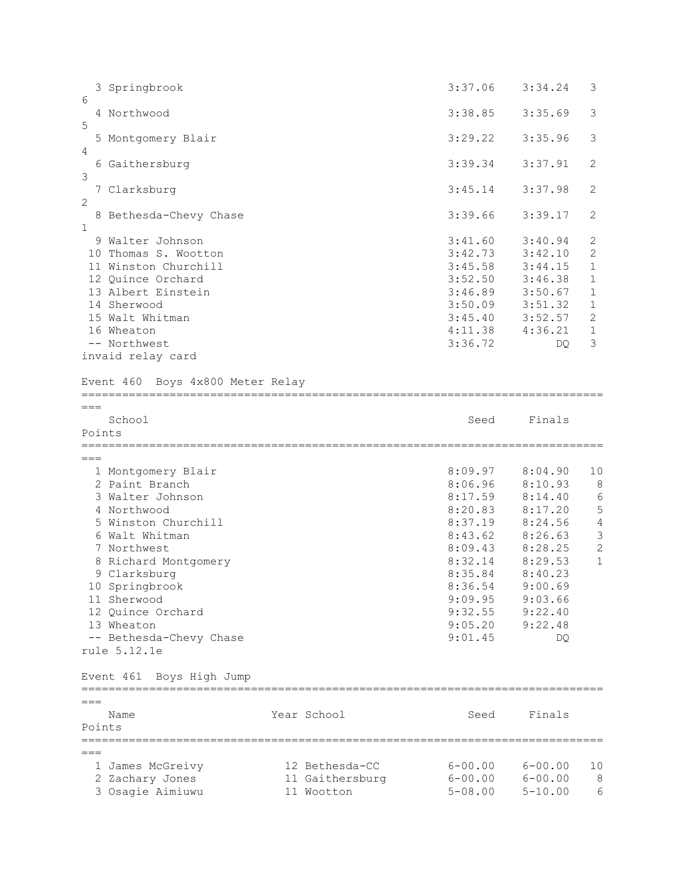| Place | School | Seed | Finals | H# | Points |
|---|---|---|---|---|---|
| 3 | Springbrook | 3:37.06 | 3:34.24 | 3 | 6 |
| 4 | Northwood | 3:38.85 | 3:35.69 | 3 | 5 |
| 5 | Montgomery Blair | 3:29.22 | 3:35.96 | 3 | 4 |
| 6 | Gaithersburg | 3:39.34 | 3:37.91 | 2 | 3 |
| 7 | Clarksburg | 3:45.14 | 3:37.98 | 2 | 2 |
| 8 | Bethesda-Chevy Chase | 3:39.66 | 3:39.17 | 2 | 1 |
| 9 | Walter Johnson | 3:41.60 | 3:40.94 | 2 | |
| 10 | Thomas S. Wootton | 3:42.73 | 3:42.10 | 2 | |
| 11 | Winston Churchill | 3:45.58 | 3:44.15 | 1 | |
| 12 | Quince Orchard | 3:52.50 | 3:46.38 | 1 | |
| 13 | Albert Einstein | 3:46.89 | 3:50.67 | 1 | |
| 14 | Sherwood | 3:50.09 | 3:51.32 | 1 | |
| 15 | Walt Whitman | 3:45.40 | 3:52.57 | 2 | |
| 16 | Wheaton | 4:11.38 | 4:36.21 | 1 | |
| -- | Northwest | 3:36.72 | DQ | 3 | |

invaid relay card

## Event 460 Boys 4x800 Meter Relay

| Place | School | Seed | Finals | Points |
|---|---|---|---|---|
| 1 | Montgomery Blair | 8:09.97 | 8:04.90 | 10 |
| 2 | Paint Branch | 8:06.96 | 8:10.93 | 8 |
| 3 | Walter Johnson | 8:17.59 | 8:14.40 | 6 |
| 4 | Northwood | 8:20.83 | 8:17.20 | 5 |
| 5 | Winston Churchill | 8:37.19 | 8:24.56 | 4 |
| 6 | Walt Whitman | 8:43.62 | 8:26.63 | 3 |
| 7 | Northwest | 8:09.43 | 8:28.25 | 2 |
| 8 | Richard Montgomery | 8:32.14 | 8:29.53 | 1 |
| 9 | Clarksburg | 8:35.84 | 8:40.23 | |
| 10 | Springbrook | 8:36.54 | 9:00.69 | |
| 11 | Sherwood | 9:09.95 | 9:03.66 | |
| 12 | Quince Orchard | 9:32.55 | 9:22.40 | |
| 13 | Wheaton | 9:05.20 | 9:22.48 | |
| -- | Bethesda-Chevy Chase | 9:01.45 | DQ | |

rule 5.12.1e

## Event 461 Boys High Jump

| Place | Name | Year | School | Seed | Finals | Points |
|---|---|---|---|---|---|---|
| 1 | James McGreivy | 12 | Bethesda-CC | 6-00.00 | 6-00.00 | 10 |
| 2 | Zachary Jones | 11 | Gaithersburg | 6-00.00 | 6-00.00 | 8 |
| 3 | Osagie Aimiuwu | 11 | Wootton | 5-08.00 | 5-10.00 | 6 |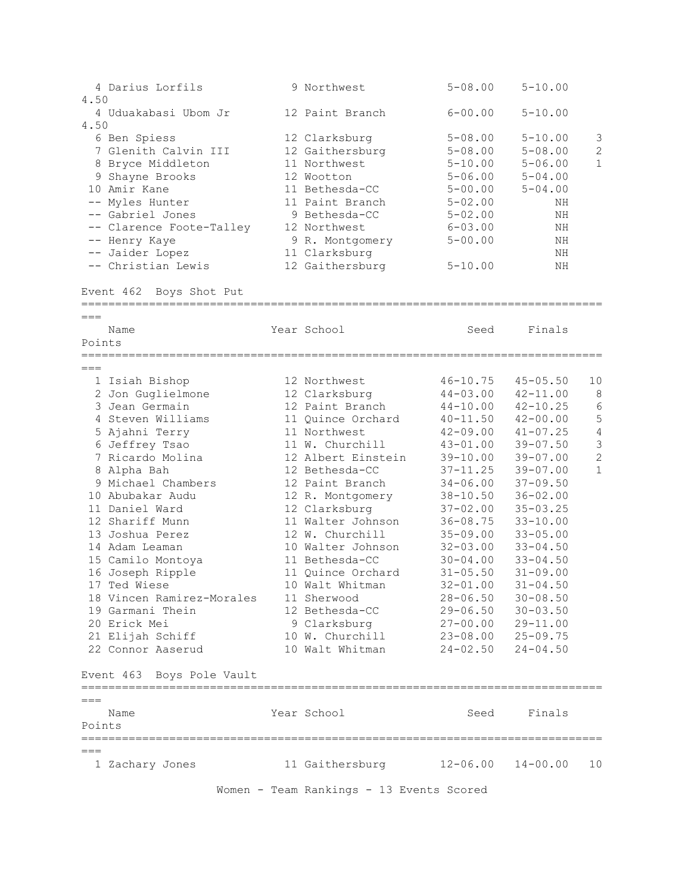| Place | Name | Year | School | Seed | Finals | Points |
|---|---|---|---|---|---|---|
| 4 | Darius Lorfils | 9 | Northwest | 5-08.00 | 5-10.00 | 4.50 |
| 4 | Uduakabasi Ubom Jr | 12 | Paint Branch | 6-00.00 | 5-10.00 | 4.50 |
| 6 | Ben Spiess | 12 | Clarksburg | 5-08.00 | 5-10.00 | 3 |
| 7 | Glenith Calvin III | 12 | Gaithersburg | 5-08.00 | 5-08.00 | 2 |
| 8 | Bryce Middleton | 11 | Northwest | 5-10.00 | 5-06.00 | 1 |
| 9 | Shayne Brooks | 12 | Wootton | 5-06.00 | 5-04.00 | |
| 10 | Amir Kane | 11 | Bethesda-CC | 5-00.00 | 5-04.00 | |
| -- | Myles Hunter | 11 | Paint Branch | 5-02.00 | NH | |
| -- | Gabriel Jones | 9 | Bethesda-CC | 5-02.00 | NH | |
| -- | Clarence Foote-Talley | 12 | Northwest | 6-03.00 | NH | |
| -- | Henry Kaye | 9 | R. Montgomery | 5-00.00 | NH | |
| -- | Jaider Lopez | 11 | Clarksburg | | NH | |
| -- | Christian Lewis | 12 | Gaithersburg | 5-10.00 | NH | |

## Event 462 Boys Shot Put

| Place | Name | Year | School | Seed | Finals | Points |
|---|---|---|---|---|---|---|
| 1 | Isiah Bishop | 12 | Northwest | 46-10.75 | 45-05.50 | 10 |
| 2 | Jon Guglielmone | 12 | Clarksburg | 44-03.00 | 42-11.00 | 8 |
| 3 | Jean Germain | 12 | Paint Branch | 44-10.00 | 42-10.25 | 6 |
| 4 | Steven Williams | 11 | Quince Orchard | 40-11.50 | 42-00.00 | 5 |
| 5 | Ajahni Terry | 11 | Northwest | 42-09.00 | 41-07.25 | 4 |
| 6 | Jeffrey Tsao | 11 | W. Churchill | 43-01.00 | 39-07.50 | 3 |
| 7 | Ricardo Molina | 12 | Albert Einstein | 39-10.00 | 39-07.00 | 2 |
| 8 | Alpha Bah | 12 | Bethesda-CC | 37-11.25 | 39-07.00 | 1 |
| 9 | Michael Chambers | 12 | Paint Branch | 34-06.00 | 37-09.50 | |
| 10 | Abubakar Audu | 12 | R. Montgomery | 38-10.50 | 36-02.00 | |
| 11 | Daniel Ward | 12 | Clarksburg | 37-02.00 | 35-03.25 | |
| 12 | Shariff Munn | 11 | Walter Johnson | 36-08.75 | 33-10.00 | |
| 13 | Joshua Perez | 12 | W. Churchill | 35-09.00 | 33-05.00 | |
| 14 | Adam Leaman | 10 | Walter Johnson | 32-03.00 | 33-04.50 | |
| 15 | Camilo Montoya | 11 | Bethesda-CC | 30-04.00 | 33-04.50 | |
| 16 | Joseph Ripple | 11 | Quince Orchard | 31-05.50 | 31-09.00 | |
| 17 | Ted Wiese | 10 | Walt Whitman | 32-01.00 | 31-04.50 | |
| 18 | Vincen Ramirez-Morales | 11 | Sherwood | 28-06.50 | 30-08.50 | |
| 19 | Garmani Thein | 12 | Bethesda-CC | 29-06.50 | 30-03.50 | |
| 20 | Erick Mei | 9 | Clarksburg | 27-00.00 | 29-11.00 | |
| 21 | Elijah Schiff | 10 | W. Churchill | 23-08.00 | 25-09.75 | |
| 22 | Connor Aaserud | 10 | Walt Whitman | 24-02.50 | 24-04.50 | |

## Event 463 Boys Pole Vault

| Place | Name | Year | School | Seed | Finals | Points |
|---|---|---|---|---|---|---|
| 1 | Zachary Jones | 11 | Gaithersburg | 12-06.00 | 14-00.00 | 10 |

Women - Team Rankings - 13 Events Scored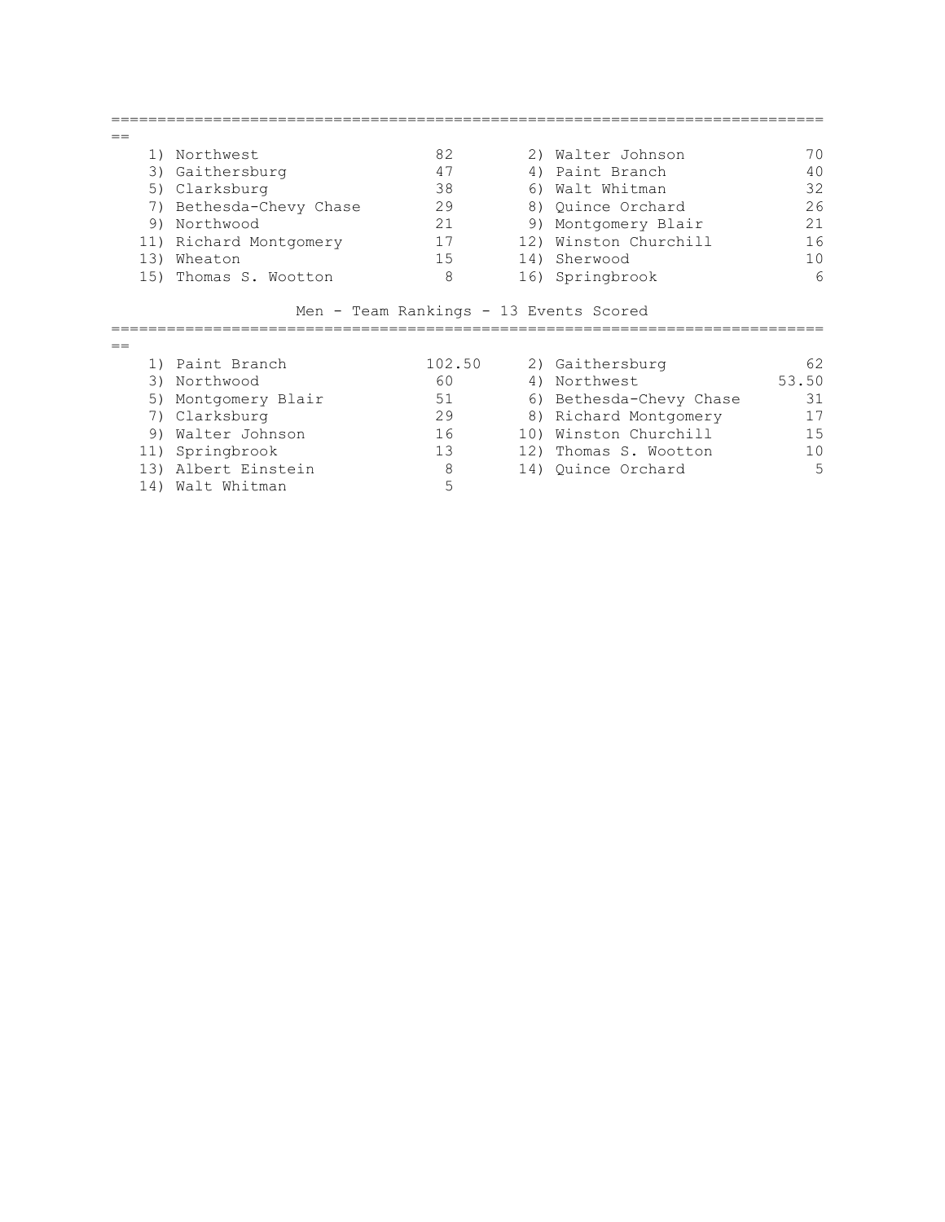| | | | | | |
|---|---|---|---|---|---|
| 1) | Northwest | 82 | 2) | Walter Johnson | 70 |
| 3) | Gaithersburg | 47 | 4) | Paint Branch | 40 |
| 5) | Clarksburg | 38 | 6) | Walt Whitman | 32 |
| 7) | Bethesda-Chevy Chase | 29 | 8) | Quince Orchard | 26 |
| 9) | Northwood | 21 | 9) | Montgomery Blair | 21 |
| 11) | Richard Montgomery | 17 | 12) | Winston Churchill | 16 |
| 13) | Wheaton | 15 | 14) | Sherwood | 10 |
| 15) | Thomas S. Wootton | 8 | 16) | Springbrook | 6 |

Men - Team Rankings - 13 Events Scored

| | | | | | |
|---|---|---|---|---|---|
| 1) | Paint Branch | 102.50 | 2) | Gaithersburg | 62 |
| 3) | Northwood | 60 | 4) | Northwest | 53.50 |
| 5) | Montgomery Blair | 51 | 6) | Bethesda-Chevy Chase | 31 |
| 7) | Clarksburg | 29 | 8) | Richard Montgomery | 17 |
| 9) | Walter Johnson | 16 | 10) | Winston Churchill | 15 |
| 11) | Springbrook | 13 | 12) | Thomas S. Wootton | 10 |
| 13) | Albert Einstein | 8 | 14) | Quince Orchard | 5 |
| 14) | Walt Whitman | 5 | | | |